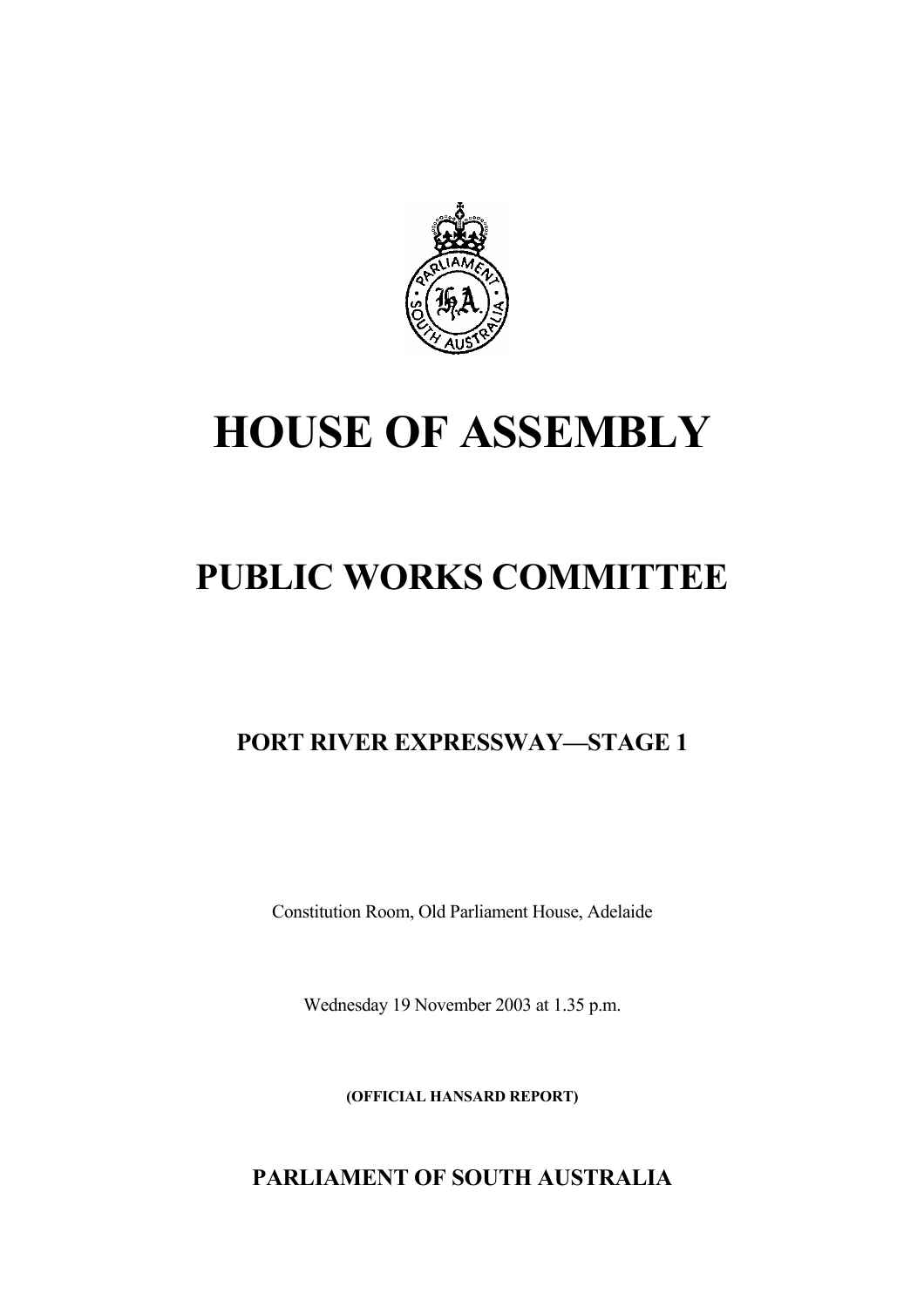# HOUSE OF ASSEMBLY

# PUBLIC WORKS COMMITTEE

## PORT RIVER EXPRESSWAY—STAGE 1

Constitution Room, Old Parliament House, Adelaide

Wednesday 19 November 2003 at 1.35 p.m.

**(OFFICIAL HANSARD REPORT)**

**PARLIAMENT OF SOUTH AUSTRALIA**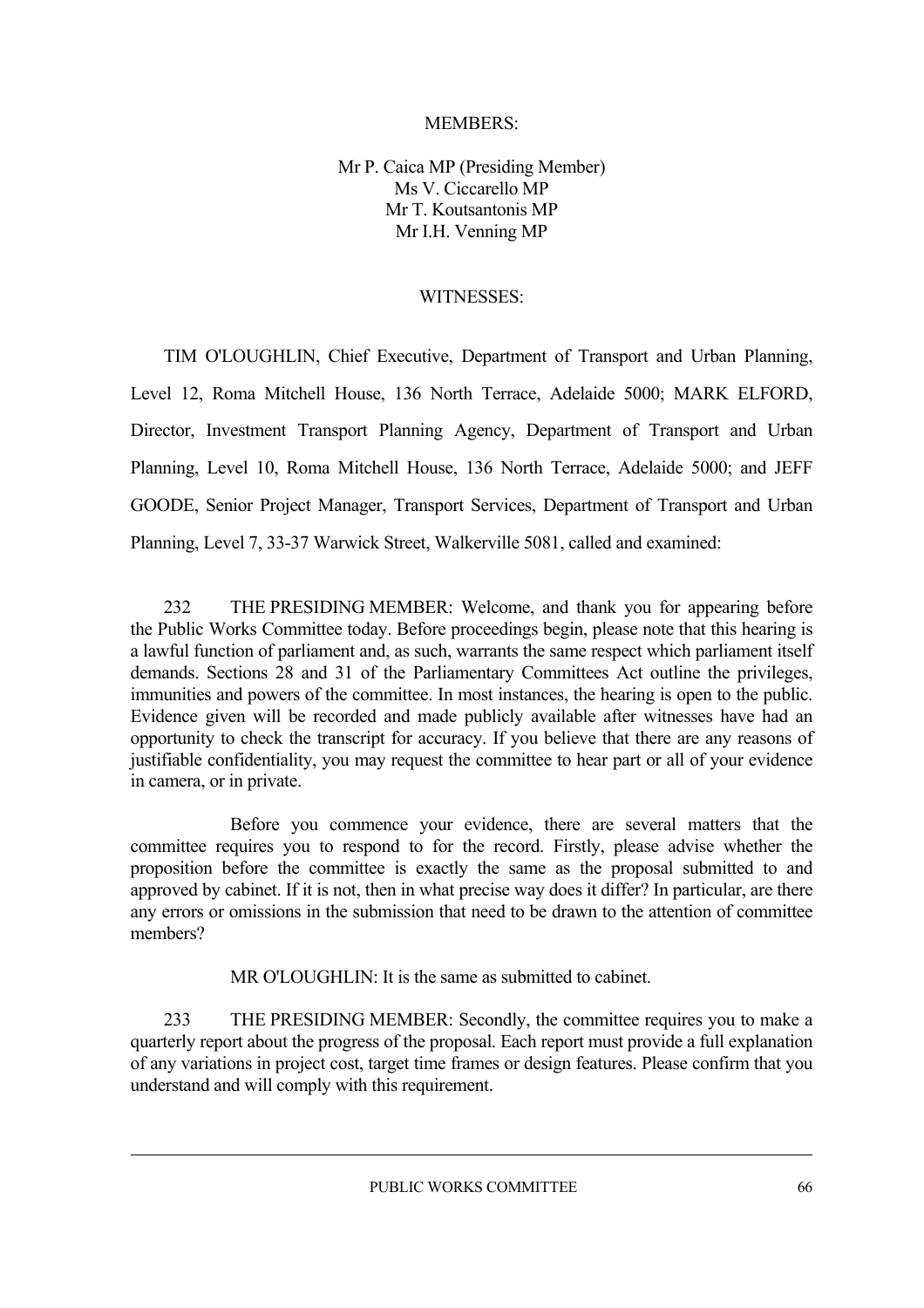MEMBERS:

Mr P. Caica MP (Presiding Member)
Ms V. Ciccarello MP
Mr T. Koutsantonis MP
Mr I.H. Venning MP

WITNESSES:

TIM O'LOUGHLIN, Chief Executive, Department of Transport and Urban Planning, Level 12, Roma Mitchell House, 136 North Terrace, Adelaide 5000; MARK ELFORD, Director, Investment Transport Planning Agency, Department of Transport and Urban Planning, Level 10, Roma Mitchell House, 136 North Terrace, Adelaide 5000; and JEFF GOODE, Senior Project Manager, Transport Services, Department of Transport and Urban Planning, Level 7, 33-37 Warwick Street, Walkerville 5081, called and examined:

232 THE PRESIDING MEMBER: Welcome, and thank you for appearing before the Public Works Committee today. Before proceedings begin, please note that this hearing is a lawful function of parliament and, as such, warrants the same respect which parliament itself demands. Sections 28 and 31 of the Parliamentary Committees Act outline the privileges, immunities and powers of the committee. In most instances, the hearing is open to the public. Evidence given will be recorded and made publicly available after witnesses have had an opportunity to check the transcript for accuracy. If you believe that there are any reasons of justifiable confidentiality, you may request the committee to hear part or all of your evidence in camera, or in private.

Before you commence your evidence, there are several matters that the committee requires you to respond to for the record. Firstly, please advise whether the proposition before the committee is exactly the same as the proposal submitted to and approved by cabinet. If it is not, then in what precise way does it differ? In particular, are there any errors or omissions in the submission that need to be drawn to the attention of committee members?

MR O'LOUGHLIN: It is the same as submitted to cabinet.

233 THE PRESIDING MEMBER: Secondly, the committee requires you to make a quarterly report about the progress of the proposal. Each report must provide a full explanation of any variations in project cost, target time frames or design features. Please confirm that you understand and will comply with this requirement.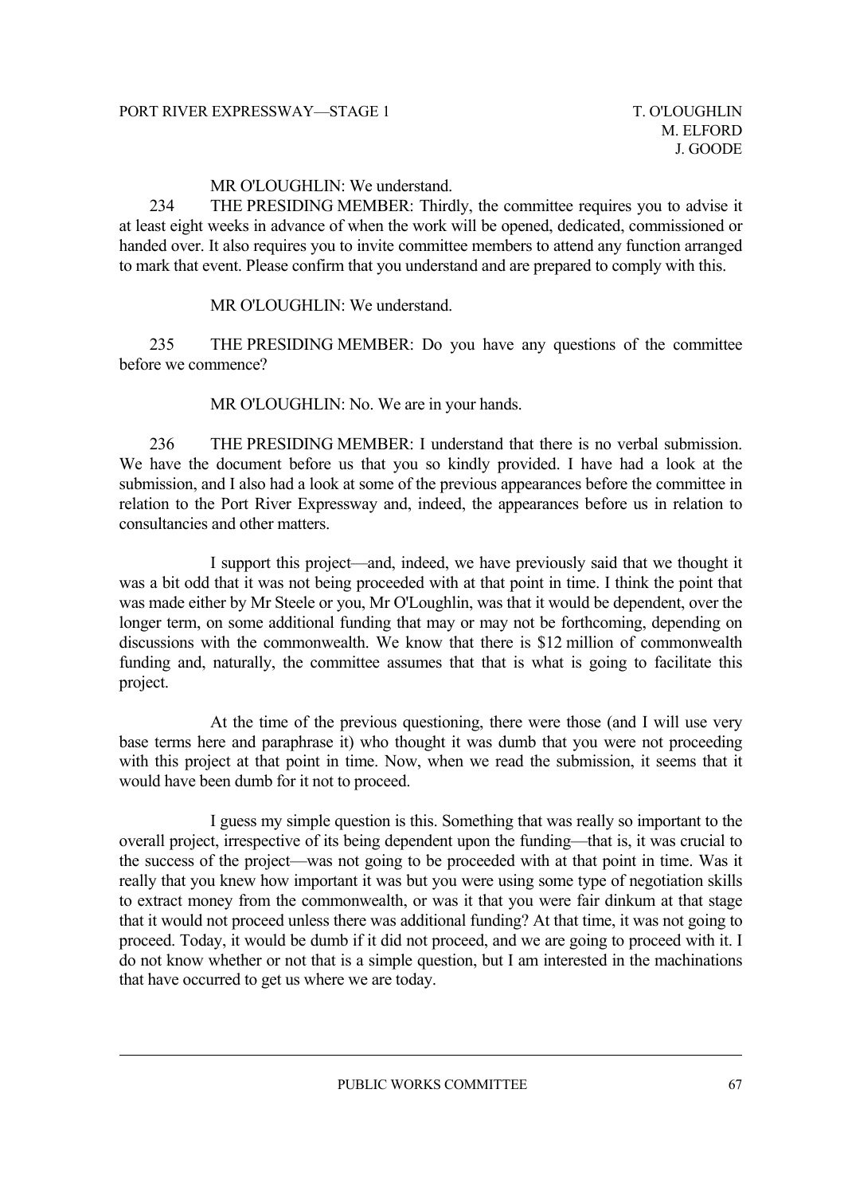MR O'LOUGHLIN: We understand.

234 THE PRESIDING MEMBER: Thirdly, the committee requires you to advise it at least eight weeks in advance of when the work will be opened, dedicated, commissioned or handed over. It also requires you to invite committee members to attend any function arranged to mark that event. Please confirm that you understand and are prepared to comply with this.

MR O'LOUGHLIN: We understand.

235 THE PRESIDING MEMBER: Do you have any questions of the committee before we commence?

MR O'LOUGHLIN: No. We are in your hands.

236 THE PRESIDING MEMBER: I understand that there is no verbal submission. We have the document before us that you so kindly provided. I have had a look at the submission, and I also had a look at some of the previous appearances before the committee in relation to the Port River Expressway and, indeed, the appearances before us in relation to consultancies and other matters.

I support this project—and, indeed, we have previously said that we thought it was a bit odd that it was not being proceeded with at that point in time. I think the point that was made either by Mr Steele or you, Mr O'Loughlin, was that it would be dependent, over the longer term, on some additional funding that may or may not be forthcoming, depending on discussions with the commonwealth. We know that there is $12 million of commonwealth funding and, naturally, the committee assumes that that is what is going to facilitate this project.

At the time of the previous questioning, there were those (and I will use very base terms here and paraphrase it) who thought it was dumb that you were not proceeding with this project at that point in time. Now, when we read the submission, it seems that it would have been dumb for it not to proceed.

I guess my simple question is this. Something that was really so important to the overall project, irrespective of its being dependent upon the funding—that is, it was crucial to the success of the project—was not going to be proceeded with at that point in time. Was it really that you knew how important it was but you were using some type of negotiation skills to extract money from the commonwealth, or was it that you were fair dinkum at that stage that it would not proceed unless there was additional funding? At that time, it was not going to proceed. Today, it would be dumb if it did not proceed, and we are going to proceed with it. I do not know whether or not that is a simple question, but I am interested in the machinations that have occurred to get us where we are today.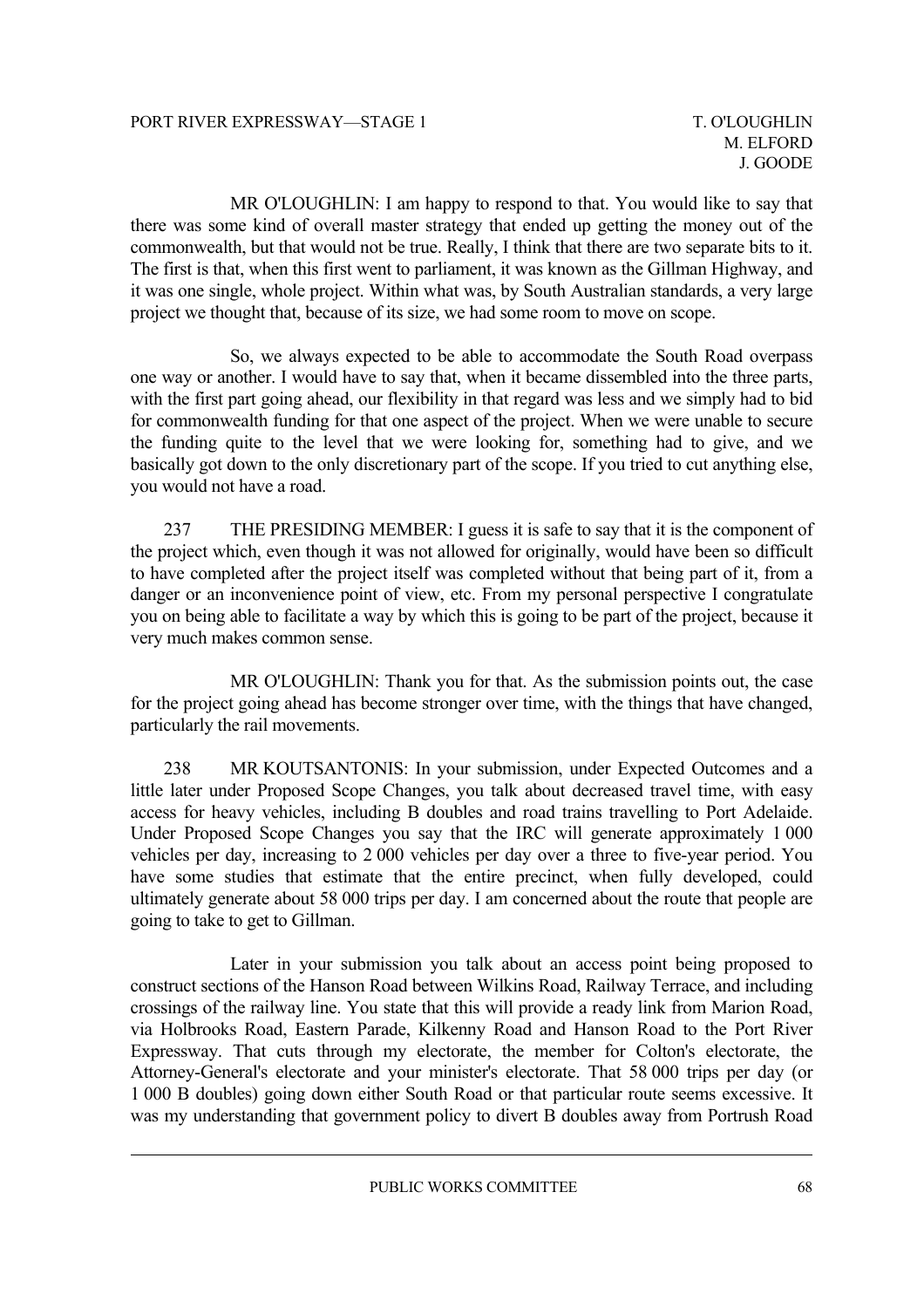MR O'LOUGHLIN: I am happy to respond to that. You would like to say that there was some kind of overall master strategy that ended up getting the money out of the commonwealth, but that would not be true. Really, I think that there are two separate bits to it. The first is that, when this first went to parliament, it was known as the Gillman Highway, and it was one single, whole project. Within what was, by South Australian standards, a very large project we thought that, because of its size, we had some room to move on scope.

So, we always expected to be able to accommodate the South Road overpass one way or another. I would have to say that, when it became dissembled into the three parts, with the first part going ahead, our flexibility in that regard was less and we simply had to bid for commonwealth funding for that one aspect of the project. When we were unable to secure the funding quite to the level that we were looking for, something had to give, and we basically got down to the only discretionary part of the scope. If you tried to cut anything else, you would not have a road.

237 THE PRESIDING MEMBER: I guess it is safe to say that it is the component of the project which, even though it was not allowed for originally, would have been so difficult to have completed after the project itself was completed without that being part of it, from a danger or an inconvenience point of view, etc. From my personal perspective I congratulate you on being able to facilitate a way by which this is going to be part of the project, because it very much makes common sense.

MR O'LOUGHLIN: Thank you for that. As the submission points out, the case for the project going ahead has become stronger over time, with the things that have changed, particularly the rail movements.

238 MR KOUTSANTONIS: In your submission, under Expected Outcomes and a little later under Proposed Scope Changes, you talk about decreased travel time, with easy access for heavy vehicles, including B doubles and road trains travelling to Port Adelaide. Under Proposed Scope Changes you say that the IRC will generate approximately 1 000 vehicles per day, increasing to 2 000 vehicles per day over a three to five-year period. You have some studies that estimate that the entire precinct, when fully developed, could ultimately generate about 58 000 trips per day. I am concerned about the route that people are going to take to get to Gillman.

Later in your submission you talk about an access point being proposed to construct sections of the Hanson Road between Wilkins Road, Railway Terrace, and including crossings of the railway line. You state that this will provide a ready link from Marion Road, via Holbrooks Road, Eastern Parade, Kilkenny Road and Hanson Road to the Port River Expressway. That cuts through my electorate, the member for Colton's electorate, the Attorney-General's electorate and your minister's electorate. That 58 000 trips per day (or 1 000 B doubles) going down either South Road or that particular route seems excessive. It was my understanding that government policy to divert B doubles away from Portrush Road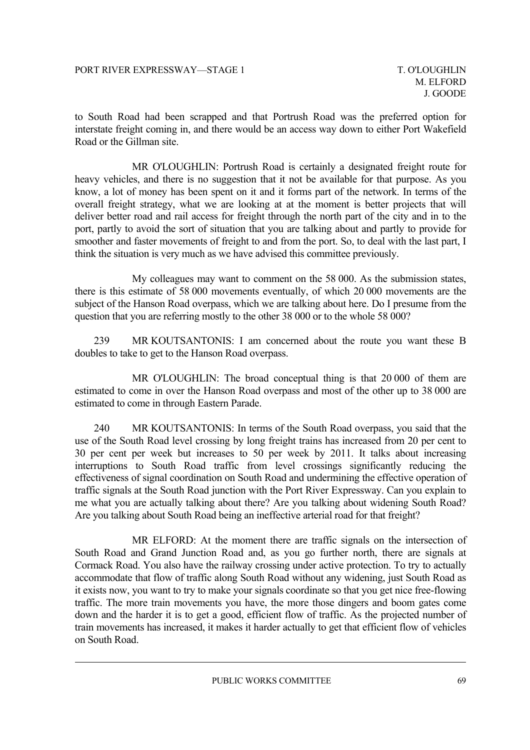to South Road had been scrapped and that Portrush Road was the preferred option for interstate freight coming in, and there would be an access way down to either Port Wakefield Road or the Gillman site.

MR O'LOUGHLIN: Portrush Road is certainly a designated freight route for heavy vehicles, and there is no suggestion that it not be available for that purpose. As you know, a lot of money has been spent on it and it forms part of the network. In terms of the overall freight strategy, what we are looking at at the moment is better projects that will deliver better road and rail access for freight through the north part of the city and in to the port, partly to avoid the sort of situation that you are talking about and partly to provide for smoother and faster movements of freight to and from the port. So, to deal with the last part, I think the situation is very much as we have advised this committee previously.

My colleagues may want to comment on the 58 000. As the submission states, there is this estimate of 58 000 movements eventually, of which 20 000 movements are the subject of the Hanson Road overpass, which we are talking about here. Do I presume from the question that you are referring mostly to the other 38 000 or to the whole 58 000?

239 MR KOUTSANTONIS: I am concerned about the route you want these B doubles to take to get to the Hanson Road overpass.

MR O'LOUGHLIN: The broad conceptual thing is that 20 000 of them are estimated to come in over the Hanson Road overpass and most of the other up to 38 000 are estimated to come in through Eastern Parade.

240 MR KOUTSANTONIS: In terms of the South Road overpass, you said that the use of the South Road level crossing by long freight trains has increased from 20 per cent to 30 per cent per week but increases to 50 per week by 2011. It talks about increasing interruptions to South Road traffic from level crossings significantly reducing the effectiveness of signal coordination on South Road and undermining the effective operation of traffic signals at the South Road junction with the Port River Expressway. Can you explain to me what you are actually talking about there? Are you talking about widening South Road? Are you talking about South Road being an ineffective arterial road for that freight?

MR ELFORD: At the moment there are traffic signals on the intersection of South Road and Grand Junction Road and, as you go further north, there are signals at Cormack Road. You also have the railway crossing under active protection. To try to actually accommodate that flow of traffic along South Road without any widening, just South Road as it exists now, you want to try to make your signals coordinate so that you get nice free-flowing traffic. The more train movements you have, the more those dingers and boom gates come down and the harder it is to get a good, efficient flow of traffic. As the projected number of train movements has increased, it makes it harder actually to get that efficient flow of vehicles on South Road.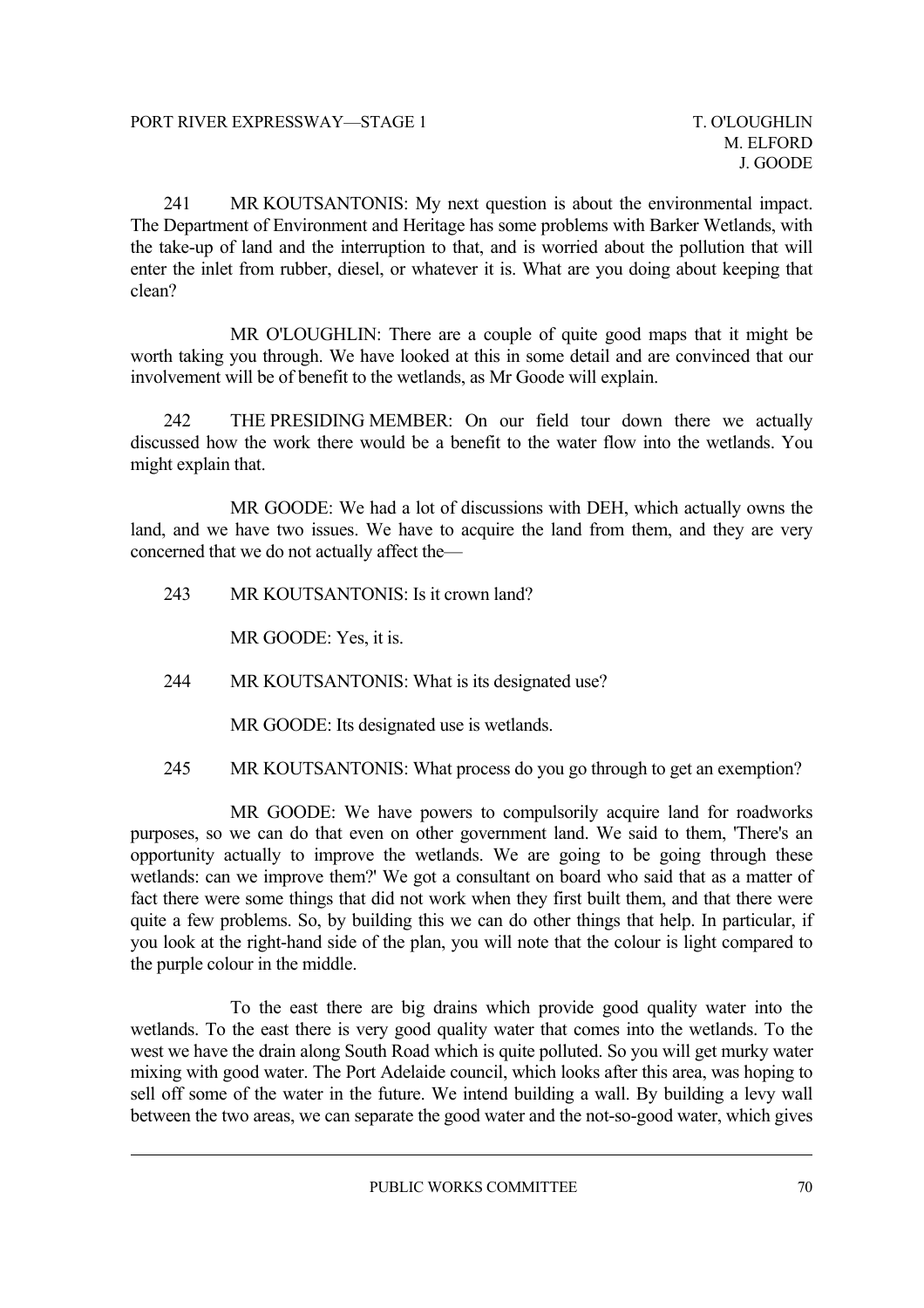241 MR KOUTSANTONIS: My next question is about the environmental impact. The Department of Environment and Heritage has some problems with Barker Wetlands, with the take-up of land and the interruption to that, and is worried about the pollution that will enter the inlet from rubber, diesel, or whatever it is. What are you doing about keeping that clean?

MR O'LOUGHLIN: There are a couple of quite good maps that it might be worth taking you through. We have looked at this in some detail and are convinced that our involvement will be of benefit to the wetlands, as Mr Goode will explain.

242 THE PRESIDING MEMBER: On our field tour down there we actually discussed how the work there would be a benefit to the water flow into the wetlands. You might explain that.

MR GOODE: We had a lot of discussions with DEH, which actually owns the land, and we have two issues. We have to acquire the land from them, and they are very concerned that we do not actually affect the—

243 MR KOUTSANTONIS: Is it crown land?

MR GOODE: Yes, it is.

244 MR KOUTSANTONIS: What is its designated use?

MR GOODE: Its designated use is wetlands.

245 MR KOUTSANTONIS: What process do you go through to get an exemption?

MR GOODE: We have powers to compulsorily acquire land for roadworks purposes, so we can do that even on other government land. We said to them, 'There's an opportunity actually to improve the wetlands. We are going to be going through these wetlands: can we improve them?' We got a consultant on board who said that as a matter of fact there were some things that did not work when they first built them, and that there were quite a few problems. So, by building this we can do other things that help. In particular, if you look at the right-hand side of the plan, you will note that the colour is light compared to the purple colour in the middle.

To the east there are big drains which provide good quality water into the wetlands. To the east there is very good quality water that comes into the wetlands. To the west we have the drain along South Road which is quite polluted. So you will get murky water mixing with good water. The Port Adelaide council, which looks after this area, was hoping to sell off some of the water in the future. We intend building a wall. By building a levy wall between the two areas, we can separate the good water and the not-so-good water, which gives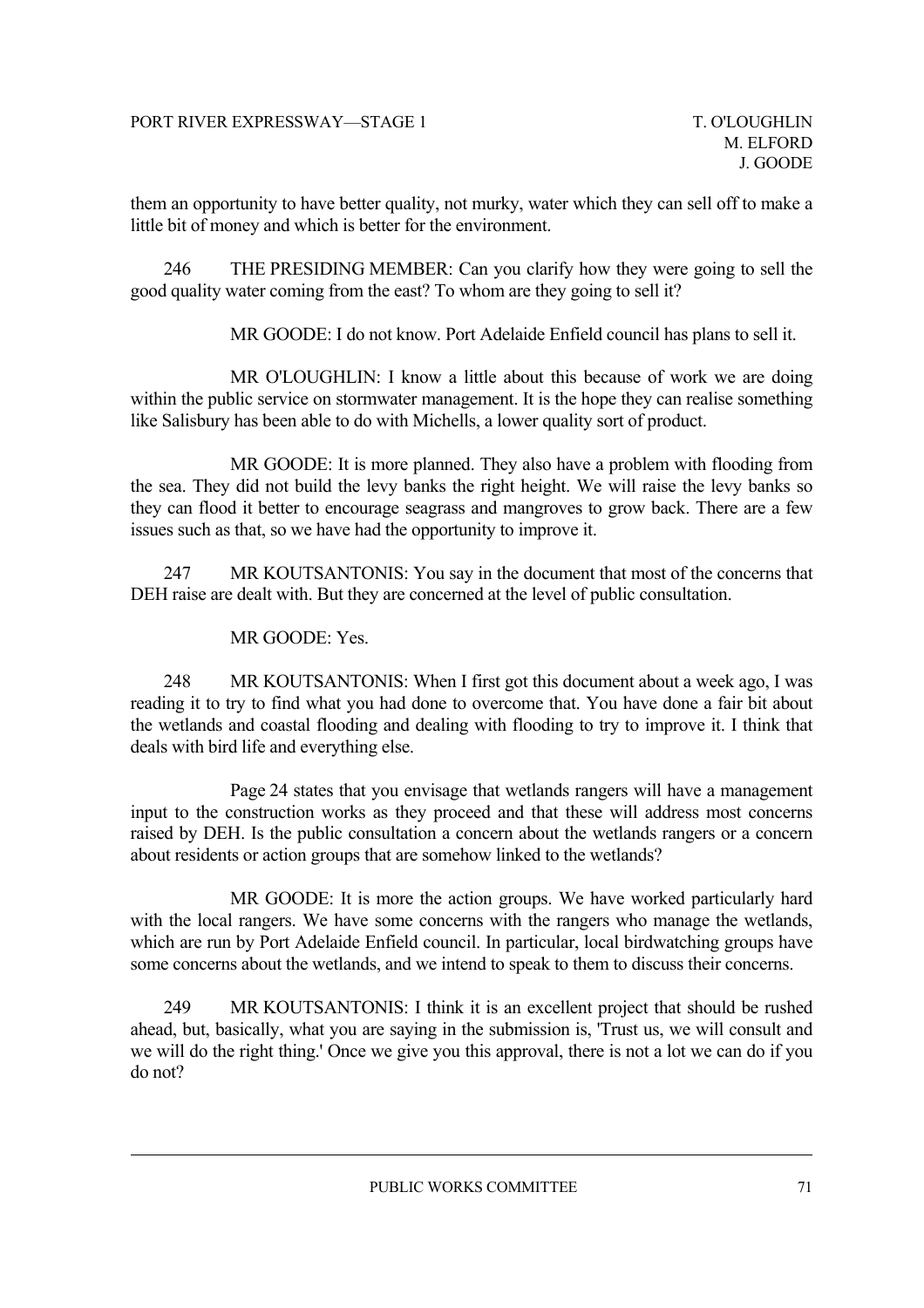them an opportunity to have better quality, not murky, water which they can sell off to make a little bit of money and which is better for the environment.

246 THE PRESIDING MEMBER: Can you clarify how they were going to sell the good quality water coming from the east? To whom are they going to sell it?

MR GOODE: I do not know. Port Adelaide Enfield council has plans to sell it.

MR O'LOUGHLIN: I know a little about this because of work we are doing within the public service on stormwater management. It is the hope they can realise something like Salisbury has been able to do with Michells, a lower quality sort of product.

MR GOODE: It is more planned. They also have a problem with flooding from the sea. They did not build the levy banks the right height. We will raise the levy banks so they can flood it better to encourage seagrass and mangroves to grow back. There are a few issues such as that, so we have had the opportunity to improve it.

247 MR KOUTSANTONIS: You say in the document that most of the concerns that DEH raise are dealt with. But they are concerned at the level of public consultation.

MR GOODE: Yes.

248 MR KOUTSANTONIS: When I first got this document about a week ago, I was reading it to try to find what you had done to overcome that. You have done a fair bit about the wetlands and coastal flooding and dealing with flooding to try to improve it. I think that deals with bird life and everything else.

Page 24 states that you envisage that wetlands rangers will have a management input to the construction works as they proceed and that these will address most concerns raised by DEH. Is the public consultation a concern about the wetlands rangers or a concern about residents or action groups that are somehow linked to the wetlands?

MR GOODE: It is more the action groups. We have worked particularly hard with the local rangers. We have some concerns with the rangers who manage the wetlands, which are run by Port Adelaide Enfield council. In particular, local birdwatching groups have some concerns about the wetlands, and we intend to speak to them to discuss their concerns.

249 MR KOUTSANTONIS: I think it is an excellent project that should be rushed ahead, but, basically, what you are saying in the submission is, 'Trust us, we will consult and we will do the right thing.' Once we give you this approval, there is not a lot we can do if you do not?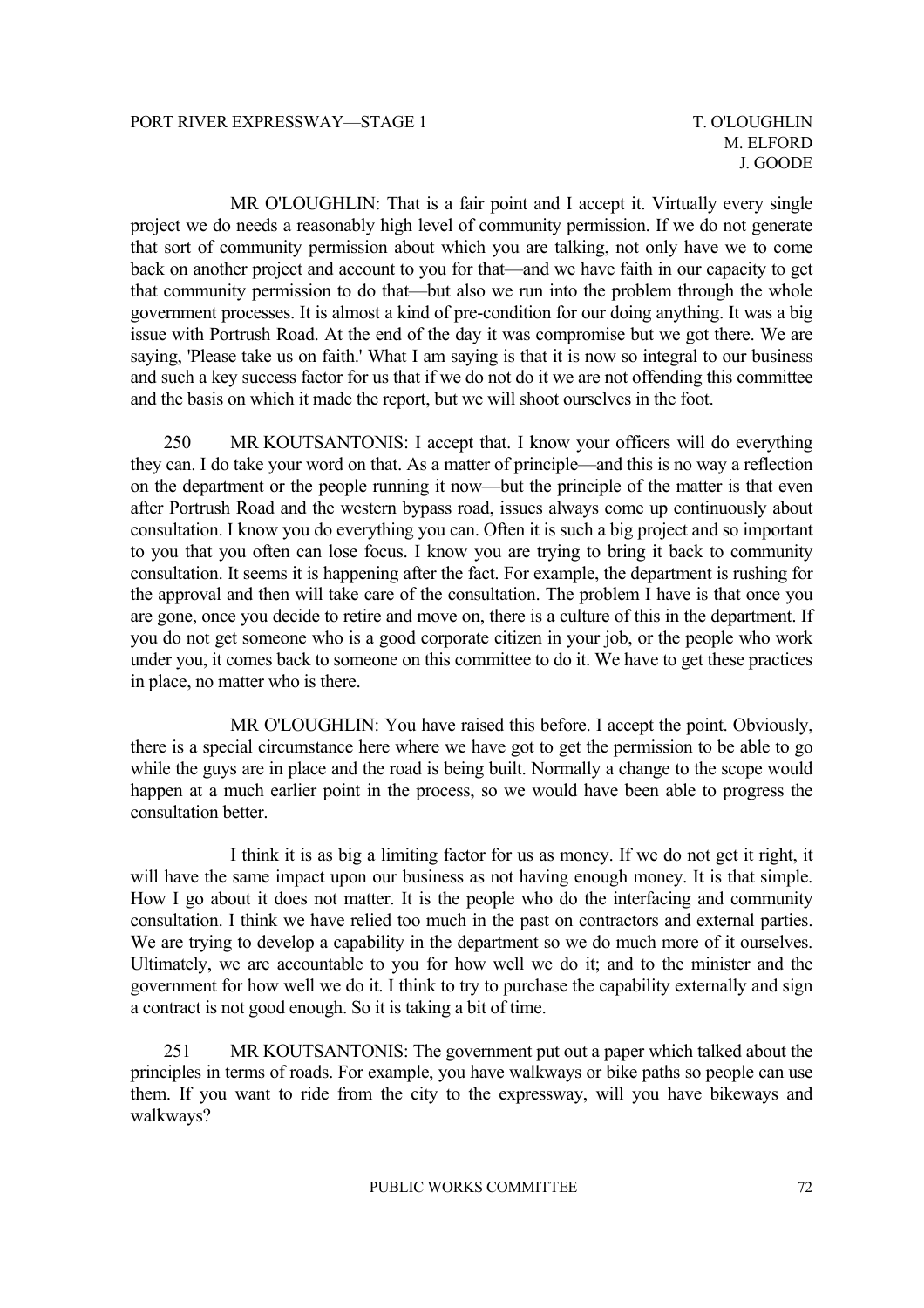MR O'LOUGHLIN: That is a fair point and I accept it. Virtually every single project we do needs a reasonably high level of community permission. If we do not generate that sort of community permission about which you are talking, not only have we to come back on another project and account to you for that—and we have faith in our capacity to get that community permission to do that—but also we run into the problem through the whole government processes. It is almost a kind of pre-condition for our doing anything. It was a big issue with Portrush Road. At the end of the day it was compromise but we got there. We are saying, 'Please take us on faith.' What I am saying is that it is now so integral to our business and such a key success factor for us that if we do not do it we are not offending this committee and the basis on which it made the report, but we will shoot ourselves in the foot.

250 MR KOUTSANTONIS: I accept that. I know your officers will do everything they can. I do take your word on that. As a matter of principle—and this is no way a reflection on the department or the people running it now—but the principle of the matter is that even after Portrush Road and the western bypass road, issues always come up continuously about consultation. I know you do everything you can. Often it is such a big project and so important to you that you often can lose focus. I know you are trying to bring it back to community consultation. It seems it is happening after the fact. For example, the department is rushing for the approval and then will take care of the consultation. The problem I have is that once you are gone, once you decide to retire and move on, there is a culture of this in the department. If you do not get someone who is a good corporate citizen in your job, or the people who work under you, it comes back to someone on this committee to do it. We have to get these practices in place, no matter who is there.

MR O'LOUGHLIN: You have raised this before. I accept the point. Obviously, there is a special circumstance here where we have got to get the permission to be able to go while the guys are in place and the road is being built. Normally a change to the scope would happen at a much earlier point in the process, so we would have been able to progress the consultation better.

I think it is as big a limiting factor for us as money. If we do not get it right, it will have the same impact upon our business as not having enough money. It is that simple. How I go about it does not matter. It is the people who do the interfacing and community consultation. I think we have relied too much in the past on contractors and external parties. We are trying to develop a capability in the department so we do much more of it ourselves. Ultimately, we are accountable to you for how well we do it; and to the minister and the government for how well we do it. I think to try to purchase the capability externally and sign a contract is not good enough. So it is taking a bit of time.

251 MR KOUTSANTONIS: The government put out a paper which talked about the principles in terms of roads. For example, you have walkways or bike paths so people can use them. If you want to ride from the city to the expressway, will you have bikeways and walkways?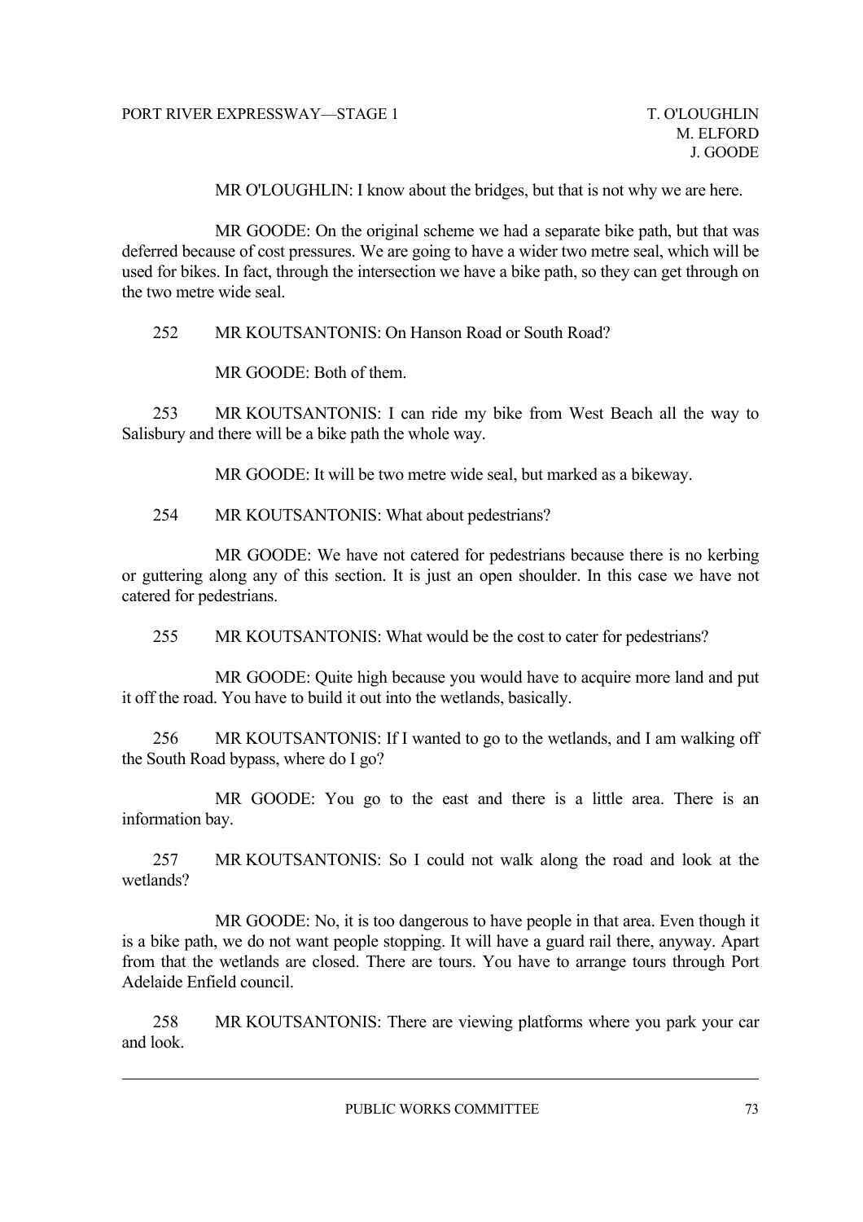MR O'LOUGHLIN: I know about the bridges, but that is not why we are here.

MR GOODE: On the original scheme we had a separate bike path, but that was deferred because of cost pressures. We are going to have a wider two metre seal, which will be used for bikes. In fact, through the intersection we have a bike path, so they can get through on the two metre wide seal.

252 MR KOUTSANTONIS: On Hanson Road or South Road?

MR GOODE: Both of them.

253 MR KOUTSANTONIS: I can ride my bike from West Beach all the way to Salisbury and there will be a bike path the whole way.

MR GOODE: It will be two metre wide seal, but marked as a bikeway.

254 MR KOUTSANTONIS: What about pedestrians?

MR GOODE: We have not catered for pedestrians because there is no kerbing or guttering along any of this section. It is just an open shoulder. In this case we have not catered for pedestrians.

255 MR KOUTSANTONIS: What would be the cost to cater for pedestrians?

MR GOODE: Quite high because you would have to acquire more land and put it off the road. You have to build it out into the wetlands, basically.

256 MR KOUTSANTONIS: If I wanted to go to the wetlands, and I am walking off the South Road bypass, where do I go?

MR GOODE: You go to the east and there is a little area. There is an information bay.

257 MR KOUTSANTONIS: So I could not walk along the road and look at the wetlands?

MR GOODE: No, it is too dangerous to have people in that area. Even though it is a bike path, we do not want people stopping. It will have a guard rail there, anyway. Apart from that the wetlands are closed. There are tours. You have to arrange tours through Port Adelaide Enfield council.

258 MR KOUTSANTONIS: There are viewing platforms where you park your car and look.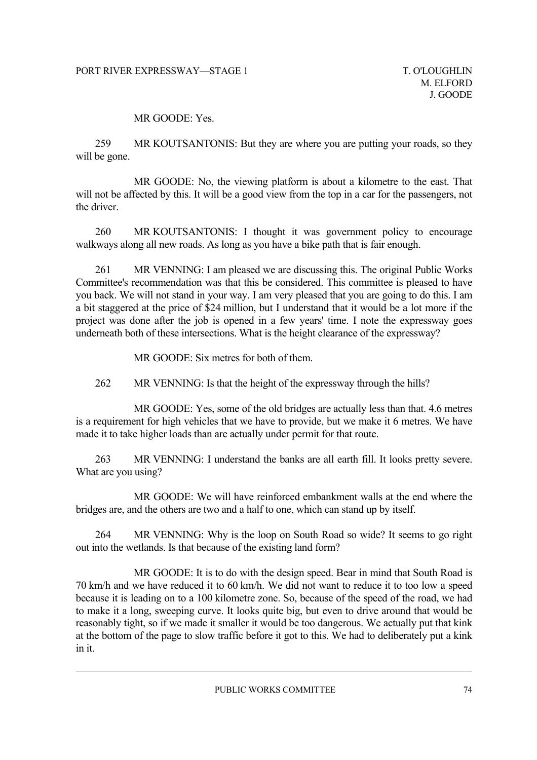MR GOODE: Yes.

259 MR KOUTSANTONIS: But they are where you are putting your roads, so they will be gone.

MR GOODE: No, the viewing platform is about a kilometre to the east. That will not be affected by this. It will be a good view from the top in a car for the passengers, not the driver.

260 MR KOUTSANTONIS: I thought it was government policy to encourage walkways along all new roads. As long as you have a bike path that is fair enough.

261 MR VENNING: I am pleased we are discussing this. The original Public Works Committee's recommendation was that this be considered. This committee is pleased to have you back. We will not stand in your way. I am very pleased that you are going to do this. I am a bit staggered at the price of $24 million, but I understand that it would be a lot more if the project was done after the job is opened in a few years' time. I note the expressway goes underneath both of these intersections. What is the height clearance of the expressway?

MR GOODE: Six metres for both of them.

262 MR VENNING: Is that the height of the expressway through the hills?

MR GOODE: Yes, some of the old bridges are actually less than that. 4.6 metres is a requirement for high vehicles that we have to provide, but we make it 6 metres. We have made it to take higher loads than are actually under permit for that route.

263 MR VENNING: I understand the banks are all earth fill. It looks pretty severe. What are you using?

MR GOODE: We will have reinforced embankment walls at the end where the bridges are, and the others are two and a half to one, which can stand up by itself.

264 MR VENNING: Why is the loop on South Road so wide? It seems to go right out into the wetlands. Is that because of the existing land form?

MR GOODE: It is to do with the design speed. Bear in mind that South Road is 70 km/h and we have reduced it to 60 km/h. We did not want to reduce it to too low a speed because it is leading on to a 100 kilometre zone. So, because of the speed of the road, we had to make it a long, sweeping curve. It looks quite big, but even to drive around that would be reasonably tight, so if we made it smaller it would be too dangerous. We actually put that kink at the bottom of the page to slow traffic before it got to this. We had to deliberately put a kink in it.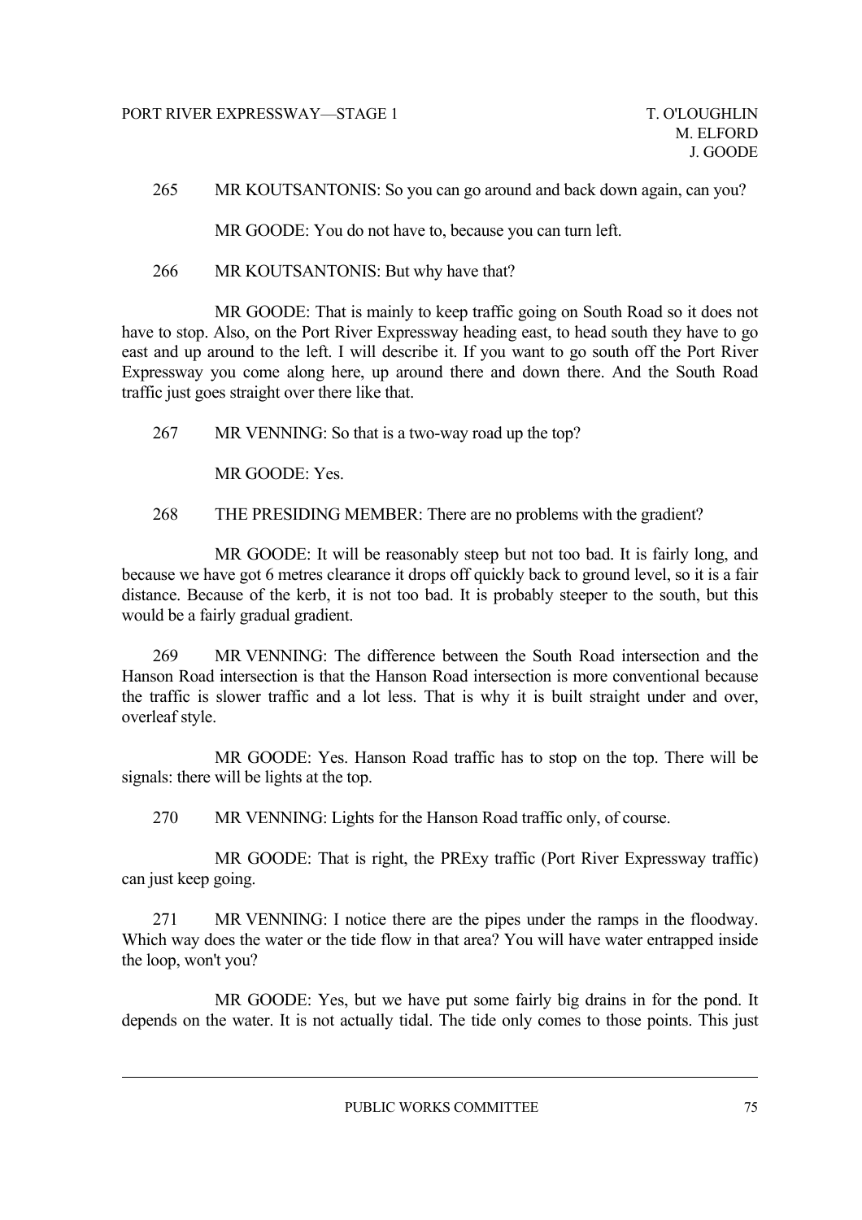265 MR KOUTSANTONIS: So you can go around and back down again, can you?

MR GOODE: You do not have to, because you can turn left.

266 MR KOUTSANTONIS: But why have that?

MR GOODE: That is mainly to keep traffic going on South Road so it does not have to stop. Also, on the Port River Expressway heading east, to head south they have to go east and up around to the left. I will describe it. If you want to go south off the Port River Expressway you come along here, up around there and down there. And the South Road traffic just goes straight over there like that.

267 MR VENNING: So that is a two-way road up the top?

MR GOODE: Yes.

268 THE PRESIDING MEMBER: There are no problems with the gradient?

MR GOODE: It will be reasonably steep but not too bad. It is fairly long, and because we have got 6 metres clearance it drops off quickly back to ground level, so it is a fair distance. Because of the kerb, it is not too bad. It is probably steeper to the south, but this would be a fairly gradual gradient.

269 MR VENNING: The difference between the South Road intersection and the Hanson Road intersection is that the Hanson Road intersection is more conventional because the traffic is slower traffic and a lot less. That is why it is built straight under and over, overleaf style.

MR GOODE: Yes. Hanson Road traffic has to stop on the top. There will be signals: there will be lights at the top.

270 MR VENNING: Lights for the Hanson Road traffic only, of course.

MR GOODE: That is right, the PRExy traffic (Port River Expressway traffic) can just keep going.

271 MR VENNING: I notice there are the pipes under the ramps in the floodway. Which way does the water or the tide flow in that area? You will have water entrapped inside the loop, won't you?

MR GOODE: Yes, but we have put some fairly big drains in for the pond. It depends on the water. It is not actually tidal. The tide only comes to those points. This just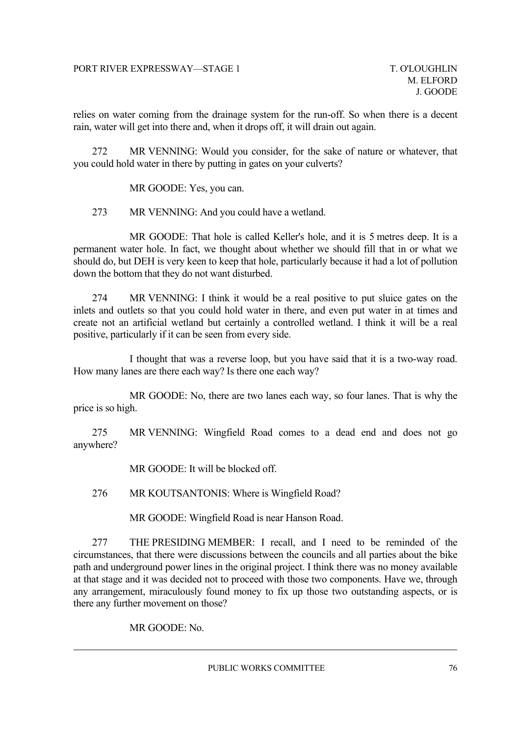relies on water coming from the drainage system for the run-off. So when there is a decent rain, water will get into there and, when it drops off, it will drain out again.

272 MR VENNING: Would you consider, for the sake of nature or whatever, that you could hold water in there by putting in gates on your culverts?

MR GOODE: Yes, you can.

273 MR VENNING: And you could have a wetland.

MR GOODE: That hole is called Keller's hole, and it is 5 metres deep. It is a permanent water hole. In fact, we thought about whether we should fill that in or what we should do, but DEH is very keen to keep that hole, particularly because it had a lot of pollution down the bottom that they do not want disturbed.

274 MR VENNING: I think it would be a real positive to put sluice gates on the inlets and outlets so that you could hold water in there, and even put water in at times and create not an artificial wetland but certainly a controlled wetland. I think it will be a real positive, particularly if it can be seen from every side.

I thought that was a reverse loop, but you have said that it is a two-way road. How many lanes are there each way? Is there one each way?

MR GOODE: No, there are two lanes each way, so four lanes. That is why the price is so high.

275 MR VENNING: Wingfield Road comes to a dead end and does not go anywhere?

MR GOODE: It will be blocked off.

276 MR KOUTSANTONIS: Where is Wingfield Road?

MR GOODE: Wingfield Road is near Hanson Road.

277 THE PRESIDING MEMBER: I recall, and I need to be reminded of the circumstances, that there were discussions between the councils and all parties about the bike path and underground power lines in the original project. I think there was no money available at that stage and it was decided not to proceed with those two components. Have we, through any arrangement, miraculously found money to fix up those two outstanding aspects, or is there any further movement on those?

MR GOODE: No.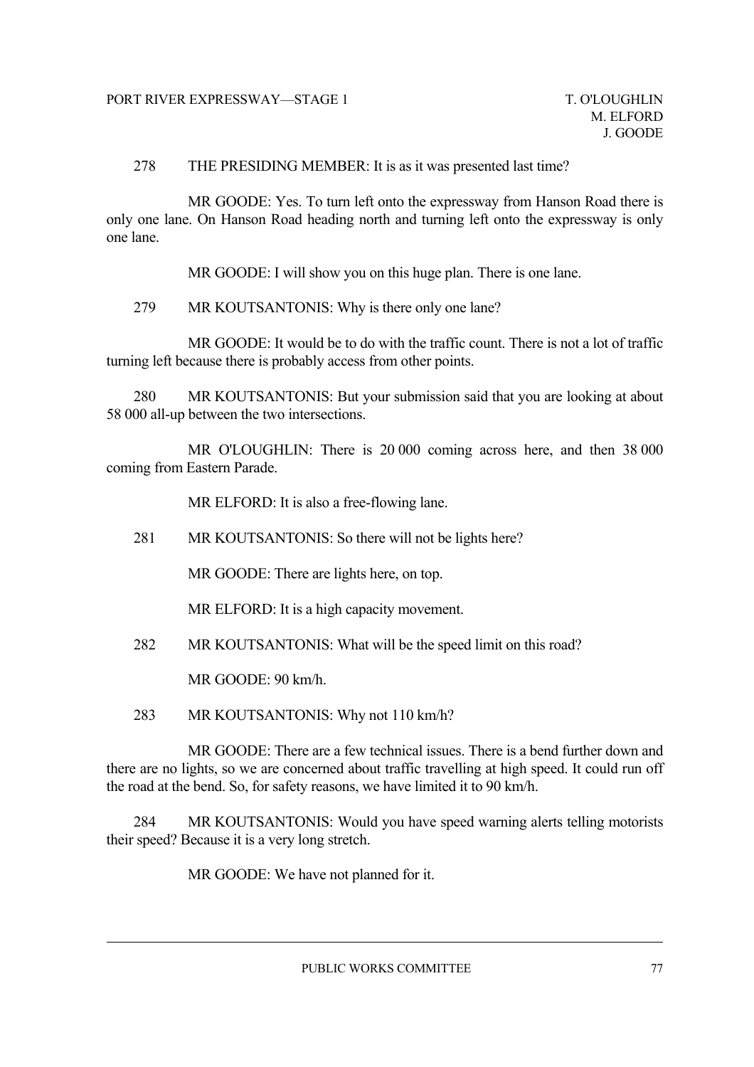278 THE PRESIDING MEMBER: It is as it was presented last time?

MR GOODE: Yes. To turn left onto the expressway from Hanson Road there is only one lane. On Hanson Road heading north and turning left onto the expressway is only one lane.

MR GOODE: I will show you on this huge plan. There is one lane.

279 MR KOUTSANTONIS: Why is there only one lane?

MR GOODE: It would be to do with the traffic count. There is not a lot of traffic turning left because there is probably access from other points.

280 MR KOUTSANTONIS: But your submission said that you are looking at about 58 000 all-up between the two intersections.

MR O'LOUGHLIN: There is 20 000 coming across here, and then 38 000 coming from Eastern Parade.

MR ELFORD: It is also a free-flowing lane.

281 MR KOUTSANTONIS: So there will not be lights here?

MR GOODE: There are lights here, on top.

MR ELFORD: It is a high capacity movement.

282 MR KOUTSANTONIS: What will be the speed limit on this road?

MR GOODE: 90 km/h.

283 MR KOUTSANTONIS: Why not 110 km/h?

MR GOODE: There are a few technical issues. There is a bend further down and there are no lights, so we are concerned about traffic travelling at high speed. It could run off the road at the bend. So, for safety reasons, we have limited it to 90 km/h.

284 MR KOUTSANTONIS: Would you have speed warning alerts telling motorists their speed? Because it is a very long stretch.

MR GOODE: We have not planned for it.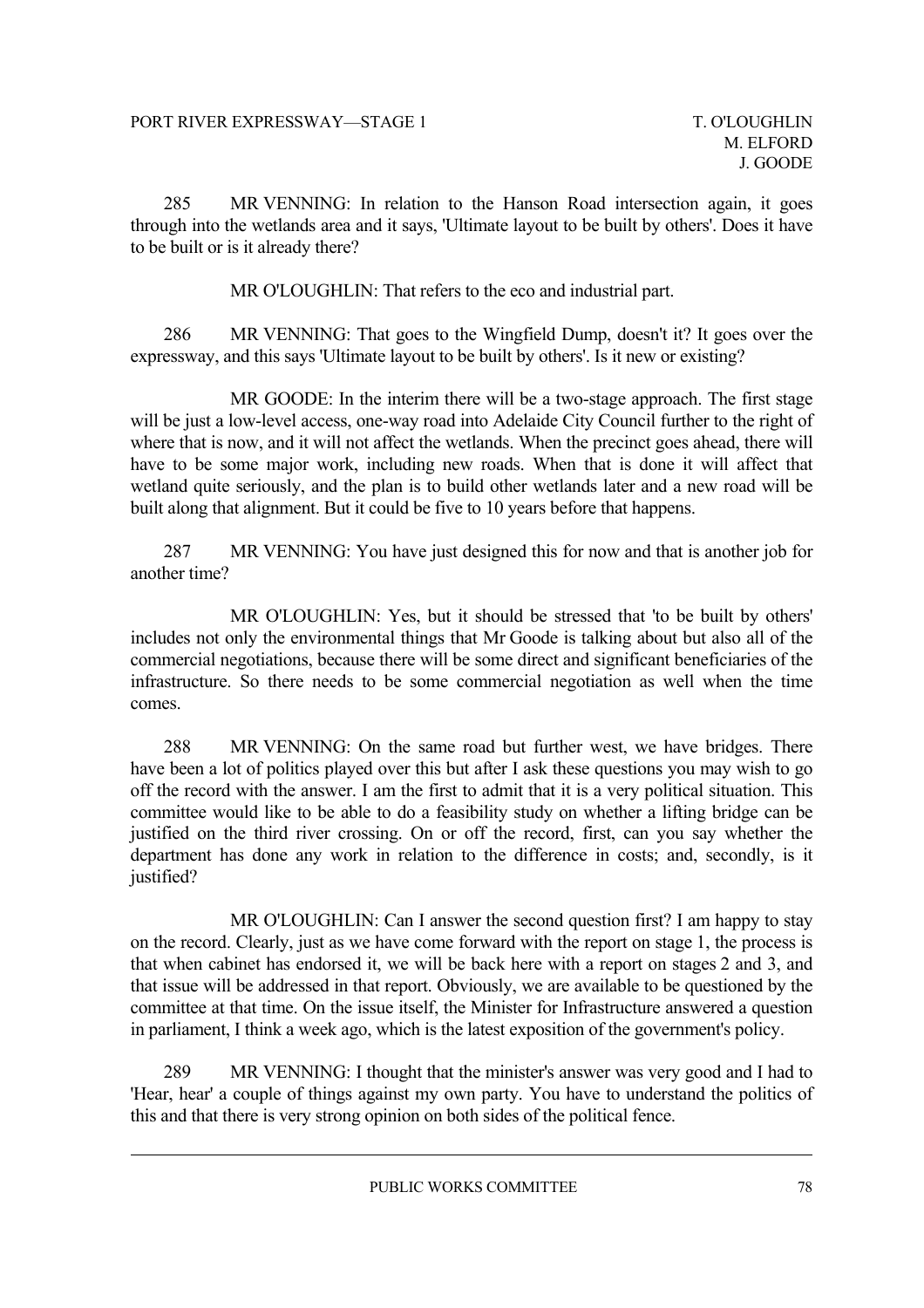285 MR VENNING: In relation to the Hanson Road intersection again, it goes through into the wetlands area and it says, 'Ultimate layout to be built by others'. Does it have to be built or is it already there?

MR O'LOUGHLIN: That refers to the eco and industrial part.

286 MR VENNING: That goes to the Wingfield Dump, doesn't it? It goes over the expressway, and this says 'Ultimate layout to be built by others'. Is it new or existing?

MR GOODE: In the interim there will be a two-stage approach. The first stage will be just a low-level access, one-way road into Adelaide City Council further to the right of where that is now, and it will not affect the wetlands. When the precinct goes ahead, there will have to be some major work, including new roads. When that is done it will affect that wetland quite seriously, and the plan is to build other wetlands later and a new road will be built along that alignment. But it could be five to 10 years before that happens.

287 MR VENNING: You have just designed this for now and that is another job for another time?

MR O'LOUGHLIN: Yes, but it should be stressed that 'to be built by others' includes not only the environmental things that Mr Goode is talking about but also all of the commercial negotiations, because there will be some direct and significant beneficiaries of the infrastructure. So there needs to be some commercial negotiation as well when the time comes.

288 MR VENNING: On the same road but further west, we have bridges. There have been a lot of politics played over this but after I ask these questions you may wish to go off the record with the answer. I am the first to admit that it is a very political situation. This committee would like to be able to do a feasibility study on whether a lifting bridge can be justified on the third river crossing. On or off the record, first, can you say whether the department has done any work in relation to the difference in costs; and, secondly, is it justified?

MR O'LOUGHLIN: Can I answer the second question first? I am happy to stay on the record. Clearly, just as we have come forward with the report on stage 1, the process is that when cabinet has endorsed it, we will be back here with a report on stages 2 and 3, and that issue will be addressed in that report. Obviously, we are available to be questioned by the committee at that time. On the issue itself, the Minister for Infrastructure answered a question in parliament, I think a week ago, which is the latest exposition of the government's policy.

289 MR VENNING: I thought that the minister's answer was very good and I had to 'Hear, hear' a couple of things against my own party. You have to understand the politics of this and that there is very strong opinion on both sides of the political fence.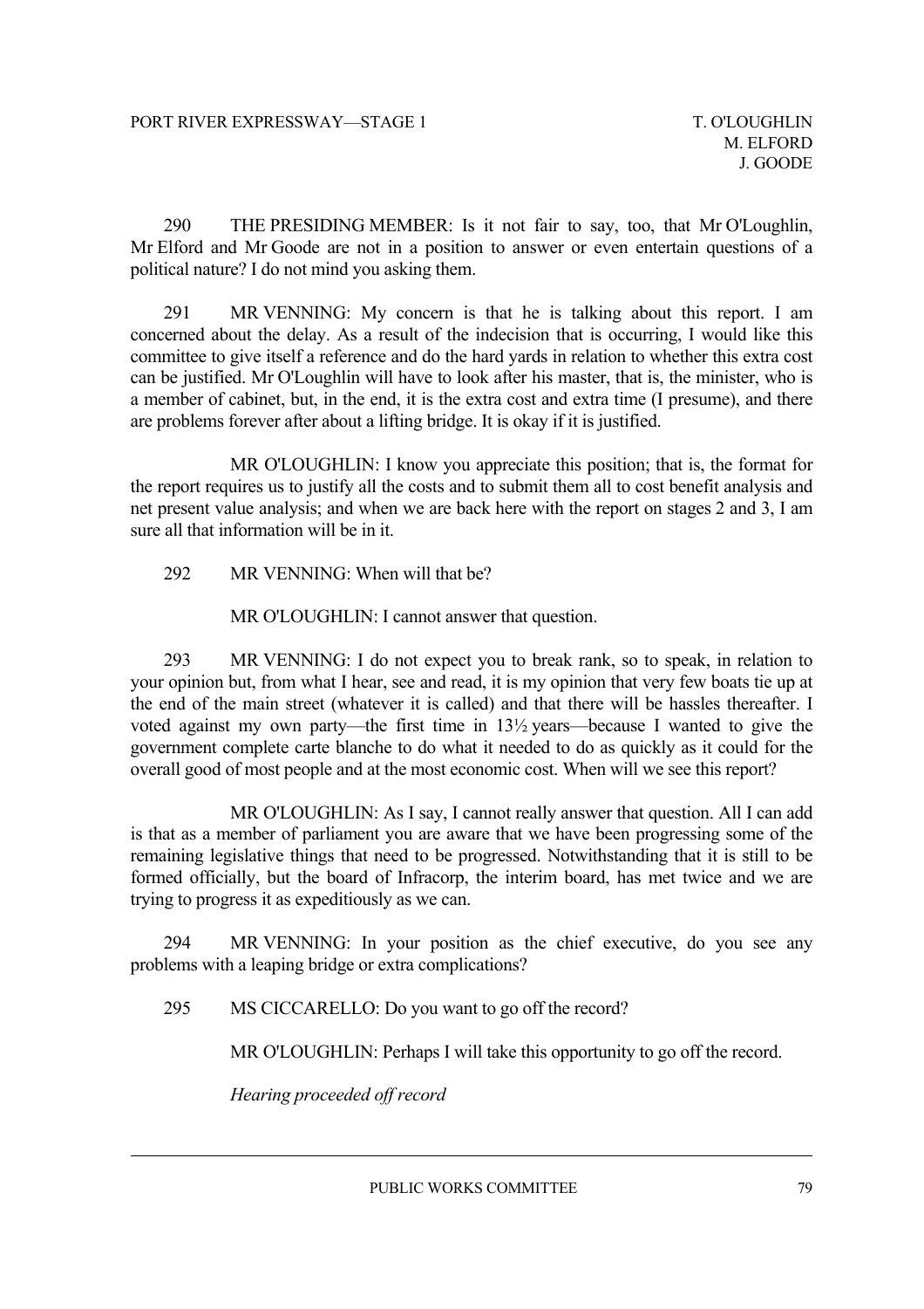290 THE PRESIDING MEMBER: Is it not fair to say, too, that Mr O'Loughlin, Mr Elford and Mr Goode are not in a position to answer or even entertain questions of a political nature? I do not mind you asking them.

291 MR VENNING: My concern is that he is talking about this report. I am concerned about the delay. As a result of the indecision that is occurring, I would like this committee to give itself a reference and do the hard yards in relation to whether this extra cost can be justified. Mr O'Loughlin will have to look after his master, that is, the minister, who is a member of cabinet, but, in the end, it is the extra cost and extra time (I presume), and there are problems forever after about a lifting bridge. It is okay if it is justified.

MR O'LOUGHLIN: I know you appreciate this position; that is, the format for the report requires us to justify all the costs and to submit them all to cost benefit analysis and net present value analysis; and when we are back here with the report on stages 2 and 3, I am sure all that information will be in it.

292 MR VENNING: When will that be?

MR O'LOUGHLIN: I cannot answer that question.

293 MR VENNING: I do not expect you to break rank, so to speak, in relation to your opinion but, from what I hear, see and read, it is my opinion that very few boats tie up at the end of the main street (whatever it is called) and that there will be hassles thereafter. I voted against my own party—the first time in 13½ years—because I wanted to give the government complete carte blanche to do what it needed to do as quickly as it could for the overall good of most people and at the most economic cost. When will we see this report?

MR O'LOUGHLIN: As I say, I cannot really answer that question. All I can add is that as a member of parliament you are aware that we have been progressing some of the remaining legislative things that need to be progressed. Notwithstanding that it is still to be formed officially, but the board of Infracorp, the interim board, has met twice and we are trying to progress it as expeditiously as we can.

294 MR VENNING: In your position as the chief executive, do you see any problems with a leaping bridge or extra complications?

295 MS CICCARELLO: Do you want to go off the record?

MR O'LOUGHLIN: Perhaps I will take this opportunity to go off the record.

*Hearing proceeded off record*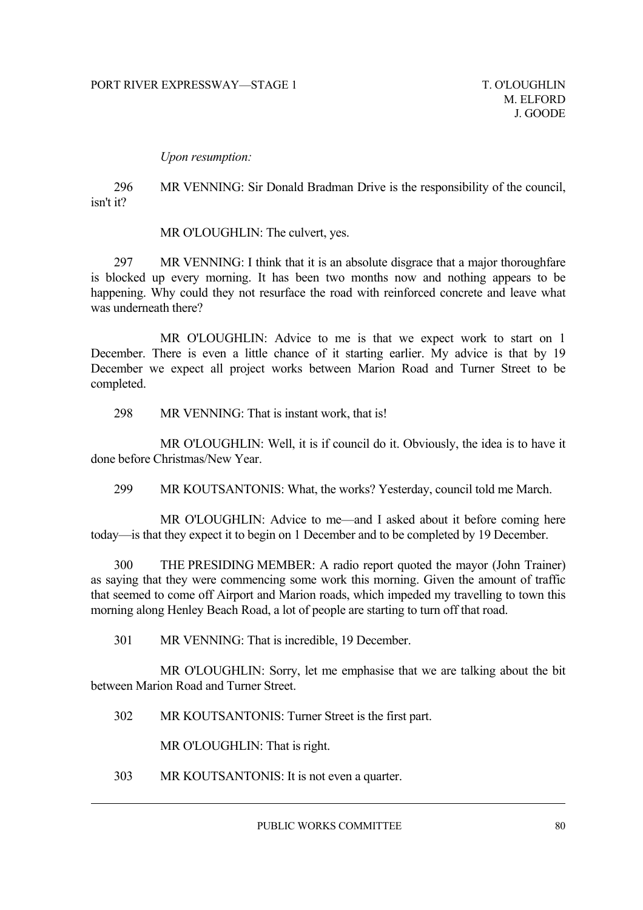*Upon resumption:*

296 MR VENNING: Sir Donald Bradman Drive is the responsibility of the council, isn't it?

MR O'LOUGHLIN: The culvert, yes.

297 MR VENNING: I think that it is an absolute disgrace that a major thoroughfare is blocked up every morning. It has been two months now and nothing appears to be happening. Why could they not resurface the road with reinforced concrete and leave what was underneath there?

MR O'LOUGHLIN: Advice to me is that we expect work to start on 1 December. There is even a little chance of it starting earlier. My advice is that by 19 December we expect all project works between Marion Road and Turner Street to be completed.

298 MR VENNING: That is instant work, that is!

MR O'LOUGHLIN: Well, it is if council do it. Obviously, the idea is to have it done before Christmas/New Year.

299 MR KOUTSANTONIS: What, the works? Yesterday, council told me March.

MR O'LOUGHLIN: Advice to me—and I asked about it before coming here today—is that they expect it to begin on 1 December and to be completed by 19 December.

300 THE PRESIDING MEMBER: A radio report quoted the mayor (John Trainer) as saying that they were commencing some work this morning. Given the amount of traffic that seemed to come off Airport and Marion roads, which impeded my travelling to town this morning along Henley Beach Road, a lot of people are starting to turn off that road.

301 MR VENNING: That is incredible, 19 December.

MR O'LOUGHLIN: Sorry, let me emphasise that we are talking about the bit between Marion Road and Turner Street.

302 MR KOUTSANTONIS: Turner Street is the first part.

MR O'LOUGHLIN: That is right.

303 MR KOUTSANTONIS: It is not even a quarter.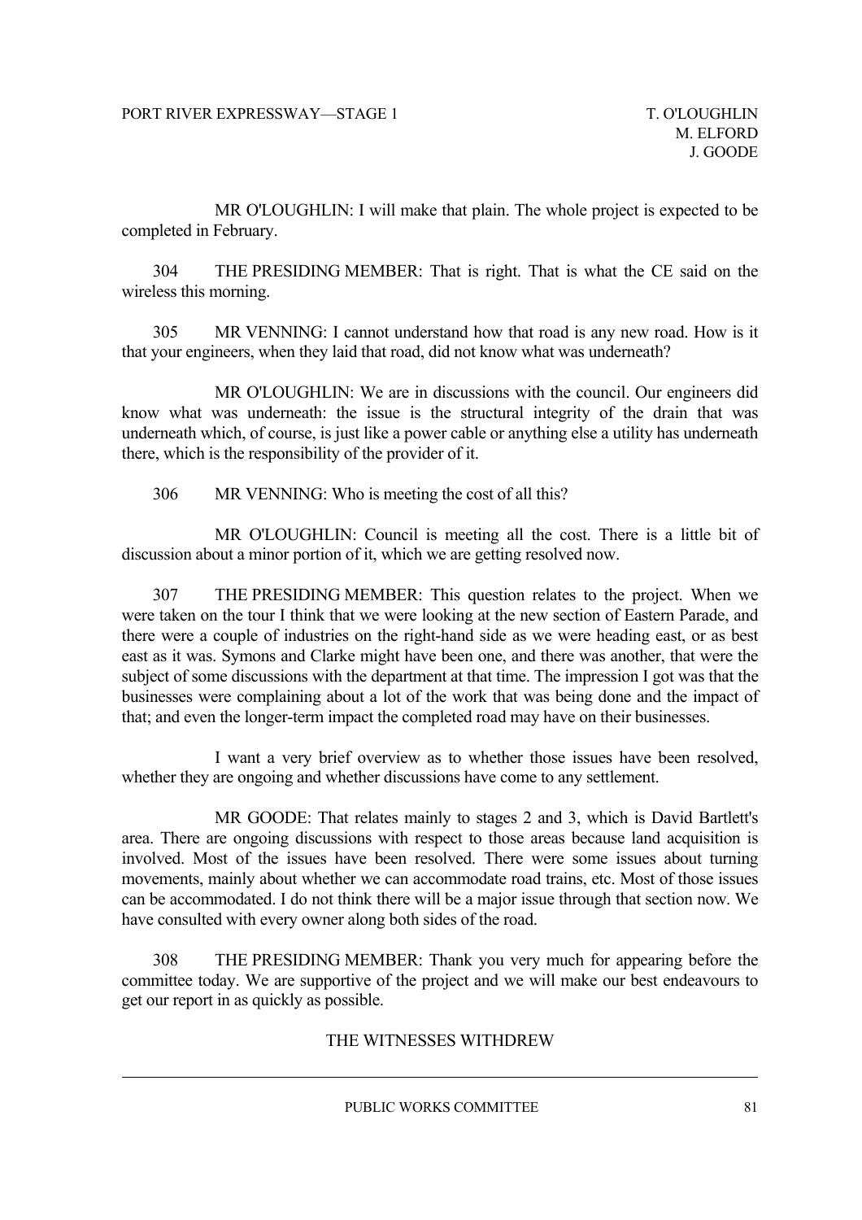MR O'LOUGHLIN: I will make that plain. The whole project is expected to be completed in February.

304 THE PRESIDING MEMBER: That is right. That is what the CE said on the wireless this morning.

305 MR VENNING: I cannot understand how that road is any new road. How is it that your engineers, when they laid that road, did not know what was underneath?

MR O'LOUGHLIN: We are in discussions with the council. Our engineers did know what was underneath: the issue is the structural integrity of the drain that was underneath which, of course, is just like a power cable or anything else a utility has underneath there, which is the responsibility of the provider of it.

306 MR VENNING: Who is meeting the cost of all this?

MR O'LOUGHLIN: Council is meeting all the cost. There is a little bit of discussion about a minor portion of it, which we are getting resolved now.

307 THE PRESIDING MEMBER: This question relates to the project. When we were taken on the tour I think that we were looking at the new section of Eastern Parade, and there were a couple of industries on the right-hand side as we were heading east, or as best east as it was. Symons and Clarke might have been one, and there was another, that were the subject of some discussions with the department at that time. The impression I got was that the businesses were complaining about a lot of the work that was being done and the impact of that; and even the longer-term impact the completed road may have on their businesses.

I want a very brief overview as to whether those issues have been resolved, whether they are ongoing and whether discussions have come to any settlement.

MR GOODE: That relates mainly to stages 2 and 3, which is David Bartlett's area. There are ongoing discussions with respect to those areas because land acquisition is involved. Most of the issues have been resolved. There were some issues about turning movements, mainly about whether we can accommodate road trains, etc. Most of those issues can be accommodated. I do not think there will be a major issue through that section now. We have consulted with every owner along both sides of the road.

308 THE PRESIDING MEMBER: Thank you very much for appearing before the committee today. We are supportive of the project and we will make our best endeavours to get our report in as quickly as possible.

THE WITNESSES WITHDREW